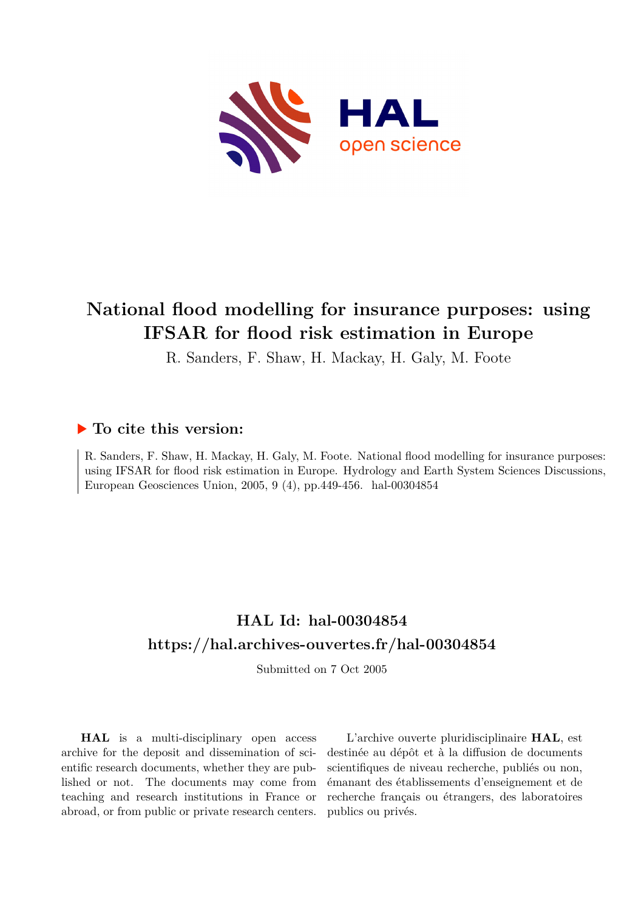# National flood modelling for insurance purposes: using IFSAR for flood risk estimation in Europe

R. Sanders, F. Shaw, H. Mackay, H. Galy, M. Foote

## ▶ To cite this version:

R. Sanders, F. Shaw, H. Mackay, H. Galy, M. Foote. National flood modelling for insurance purposes: using IFSAR for flood risk estimation in Europe. Hydrology and Earth System Sciences Discussions, European Geosciences Union, 2005, 9 (4), pp.449-456. hal-00304854

## HAL Id: hal-00304854

## https://hal.archives-ouvertes.fr/hal-00304854

Submitted on 7 Oct 2005

**HAL** is a multi-disciplinary open access archive for the deposit and dissemination of scientific research documents, whether they are published or not. The documents may come from teaching and research institutions in France or abroad, or from public or private research centers.

L'archive ouverte pluridisciplinaire **HAL**, est destinée au dépôt et à la diffusion de documents scientifiques de niveau recherche, publiés ou non, émanant des établissements d'enseignement et de recherche français ou étrangers, des laboratoires publics ou privés.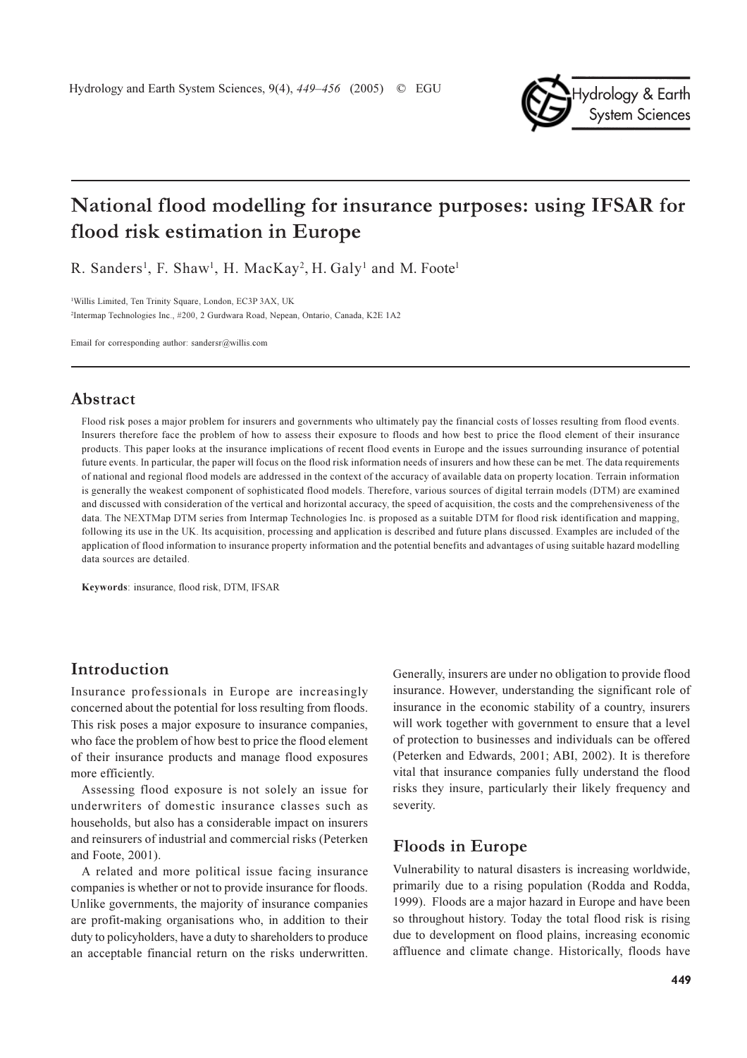# National flood modelling for insurance purposes: using IFSAR for flood risk estimation in Europe

R. Sanders[1], F. Shaw[1], H. MacKay[2], H. Galy[1] and M. Foote[1]

[1]Willis Limited, Ten Trinity Square, London, EC3P 3AX, UK

[2]Intermap Technologies Inc., #200, 2 Gurdwara Road, Nepean, Ontario, Canada, K2E 1A2

Email for corresponding author: sandersr@willis.com

## Abstract

Flood risk poses a major problem for insurers and governments who ultimately pay the financial costs of losses resulting from flood events. Insurers therefore face the problem of how to assess their exposure to floods and how best to price the flood element of their insurance products. This paper looks at the insurance implications of recent flood events in Europe and the issues surrounding insurance of potential future events. In particular, the paper will focus on the flood risk information needs of insurers and how these can be met. The data requirements of national and regional flood models are addressed in the context of the accuracy of available data on property location. Terrain information is generally the weakest component of sophisticated flood models. Therefore, various sources of digital terrain models (DTM) are examined and discussed with consideration of the vertical and horizontal accuracy, the speed of acquisition, the costs and the comprehensiveness of the data. The NEXTMap DTM series from Intermap Technologies Inc. is proposed as a suitable DTM for flood risk identification and mapping, following its use in the UK. Its acquisition, processing and application is described and future plans discussed. Examples are included of the application of flood information to insurance property information and the potential benefits and advantages of using suitable hazard modelling data sources are detailed.

**Keywords**: insurance, flood risk, DTM, IFSAR

## Introduction

Insurance professionals in Europe are increasingly concerned about the potential for loss resulting from floods. This risk poses a major exposure to insurance companies, who face the problem of how best to price the flood element of their insurance products and manage flood exposures more efficiently.

Assessing flood exposure is not solely an issue for underwriters of domestic insurance classes such as households, but also has a considerable impact on insurers and reinsurers of industrial and commercial risks (Peterken and Foote, 2001).

A related and more political issue facing insurance companies is whether or not to provide insurance for floods. Unlike governments, the majority of insurance companies are profit-making organisations who, in addition to their duty to policyholders, have a duty to shareholders to produce an acceptable financial return on the risks underwritten. Generally, insurers are under no obligation to provide flood insurance. However, understanding the significant role of insurance in the economic stability of a country, insurers will work together with government to ensure that a level of protection to businesses and individuals can be offered (Peterken and Edwards, 2001; ABI, 2002). It is therefore vital that insurance companies fully understand the flood risks they insure, particularly their likely frequency and severity.

## Floods in Europe

Vulnerability to natural disasters is increasing worldwide, primarily due to a rising population (Rodda and Rodda, 1999). Floods are a major hazard in Europe and have been so throughout history. Today the total flood risk is rising due to development on flood plains, increasing economic affluence and climate change. Historically, floods have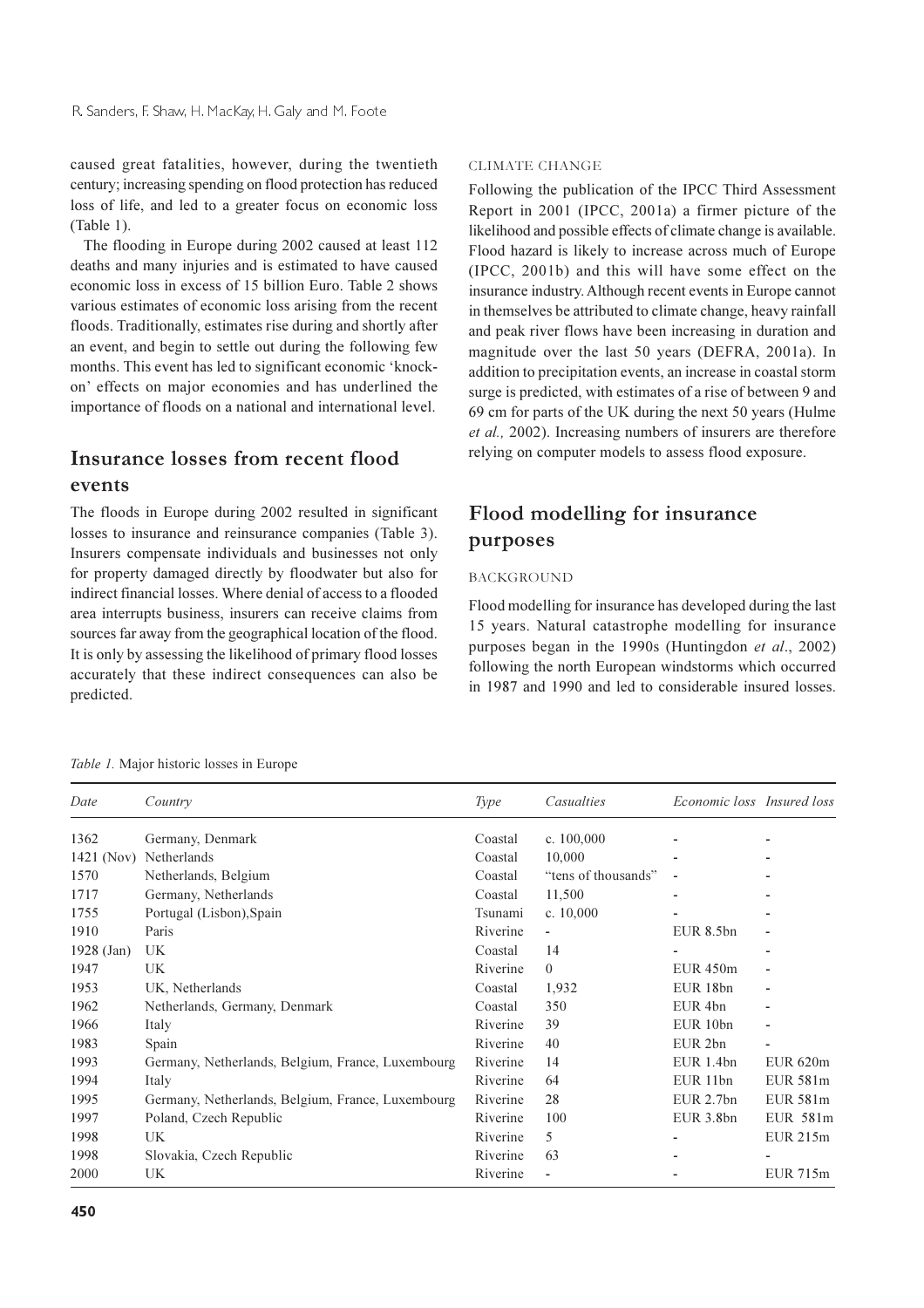caused great fatalities, however, during the twentieth century; increasing spending on flood protection has reduced loss of life, and led to a greater focus on economic loss (Table 1).

The flooding in Europe during 2002 caused at least 112 deaths and many injuries and is estimated to have caused economic loss in excess of 15 billion Euro. Table 2 shows various estimates of economic loss arising from the recent floods. Traditionally, estimates rise during and shortly after an event, and begin to settle out during the following few months. This event has led to significant economic 'knock-on' effects on major economies and has underlined the importance of floods on a national and international level.

## Insurance losses from recent flood events

The floods in Europe during 2002 resulted in significant losses to insurance and reinsurance companies (Table 3). Insurers compensate individuals and businesses not only for property damaged directly by floodwater but also for indirect financial losses. Where denial of access to a flooded area interrupts business, insurers can receive claims from sources far away from the geographical location of the flood. It is only by assessing the likelihood of primary flood losses accurately that these indirect consequences can also be predicted.

### CLIMATE CHANGE

Following the publication of the IPCC Third Assessment Report in 2001 (IPCC, 2001a) a firmer picture of the likelihood and possible effects of climate change is available. Flood hazard is likely to increase across much of Europe (IPCC, 2001b) and this will have some effect on the insurance industry. Although recent events in Europe cannot in themselves be attributed to climate change, heavy rainfall and peak river flows have been increasing in duration and magnitude over the last 50 years (DEFRA, 2001a). In addition to precipitation events, an increase in coastal storm surge is predicted, with estimates of a rise of between 9 and 69 cm for parts of the UK during the next 50 years (Hulme *et al.,* 2002). Increasing numbers of insurers are therefore relying on computer models to assess flood exposure.

## Flood modelling for insurance purposes

### BACKGROUND

Flood modelling for insurance has developed during the last 15 years. Natural catastrophe modelling for insurance purposes began in the 1990s (Huntingdon *et al*., 2002) following the north European windstorms which occurred in 1987 and 1990 and led to considerable insured losses.

*Table 1.* Major historic losses in Europe

| *Date* | *Country* | *Type* | *Casualties* | *Economic loss* | *Insured loss* |
|---|---|---|---|---|---|
| 1362 | Germany, Denmark | Coastal | c. 100,000 | - | - |
| 1421 (Nov) | Netherlands | Coastal | 10,000 | - | - |
| 1570 | Netherlands, Belgium | Coastal | "tens of thousands" | - | - |
| 1717 | Germany, Netherlands | Coastal | 11,500 | - | - |
| 1755 | Portugal (Lisbon),Spain | Tsunami | c. 10,000 | - | - |
| 1910 | Paris | Riverine | - | EUR 8.5bn | - |
| 1928 (Jan) | UK | Coastal | 14 | - | - |
| 1947 | UK | Riverine | 0 | EUR 450m | - |
| 1953 | UK, Netherlands | Coastal | 1,932 | EUR 18bn | - |
| 1962 | Netherlands, Germany, Denmark | Coastal | 350 | EUR 4bn | - |
| 1966 | Italy | Riverine | 39 | EUR 10bn | - |
| 1983 | Spain | Riverine | 40 | EUR 2bn | - |
| 1993 | Germany, Netherlands, Belgium, France, Luxembourg | Riverine | 14 | EUR 1.4bn | EUR 620m |
| 1994 | Italy | Riverine | 64 | EUR 11bn | EUR 581m |
| 1995 | Germany, Netherlands, Belgium, France, Luxembourg | Riverine | 28 | EUR 2.7bn | EUR 581m |
| 1997 | Poland, Czech Republic | Riverine | 100 | EUR 3.8bn | EUR 581m |
| 1998 | UK | Riverine | 5 | - | EUR 215m |
| 1998 | Slovakia, Czech Republic | Riverine | 63 | - | - |
| 2000 | UK | Riverine | - | - | EUR 715m |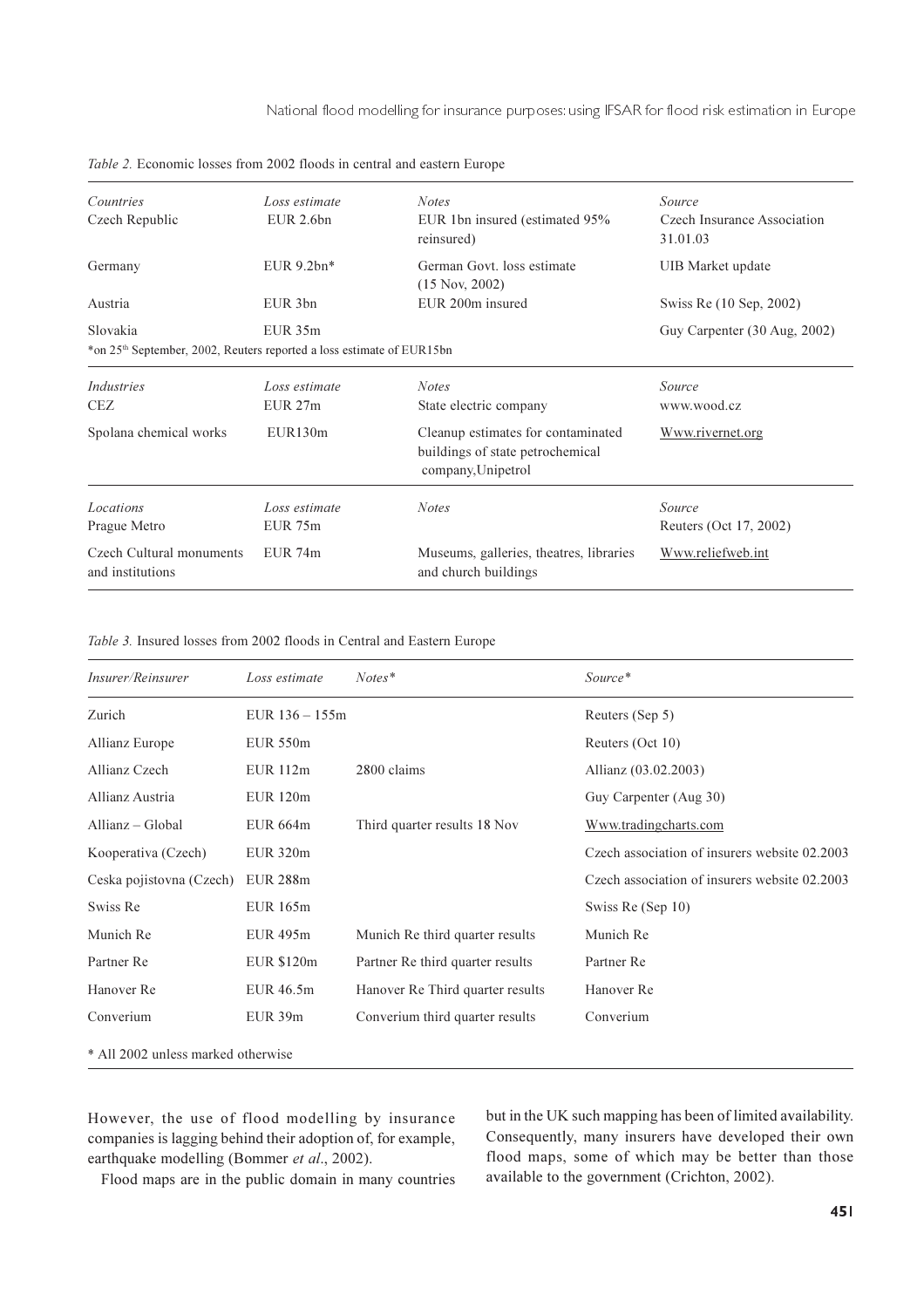*Table 2.* Economic losses from 2002 floods in central and eastern Europe

| *Countries* | *Loss estimate* | *Notes* | *Source* |
|---|---|---|---|
| Czech Republic | EUR 2.6bn | EUR 1bn insured (estimated 95% reinsured) | Czech Insurance Association 31.01.03 |
| Germany | EUR 9.2bn* | German Govt. loss estimate (15 Nov, 2002) | UIB Market update |
| Austria | EUR 3bn | EUR 200m insured | Swiss Re (10 Sep, 2002) |
| Slovakia | EUR 35m | | Guy Carpenter (30 Aug, 2002) |
| *on 25th September, 2002, Reuters reported a loss estimate of EUR15bn | | | |
| *Industries* | *Loss estimate* | *Notes* | *Source* |
| CEZ | EUR 27m | State electric company | www.wood.cz |
| Spolana chemical works | EUR130m | Cleanup estimates for contaminated buildings of state petrochemical company,Unipetrol | Www.rivernet.org |
| *Locations* | *Loss estimate* | *Notes* | *Source* |
| Prague Metro | EUR 75m | | Reuters (Oct 17, 2002) |
| Czech Cultural monuments and institutions | EUR 74m | Museums, galleries, theatres, libraries and church buildings | Www.reliefweb.int |

*Table 3.* Insured losses from 2002 floods in Central and Eastern Europe

| *Insurer/Reinsurer* | *Loss estimate* | *Notes** | *Source** |
|---|---|---|---|
| Zurich | EUR 136 – 155m | | Reuters (Sep 5) |
| Allianz Europe | EUR 550m | | Reuters (Oct 10) |
| Allianz Czech | EUR 112m | 2800 claims | Allianz (03.02.2003) |
| Allianz Austria | EUR 120m | | Guy Carpenter (Aug 30) |
| Allianz – Global | EUR 664m | Third quarter results 18 Nov | Www.tradingcharts.com |
| Kooperativa (Czech) | EUR 320m | | Czech association of insurers website 02.2003 |
| Ceska pojistovna (Czech) | EUR 288m | | Czech association of insurers website 02.2003 |
| Swiss Re | EUR 165m | | Swiss Re (Sep 10) |
| Munich Re | EUR 495m | Munich Re third quarter results | Munich Re |
| Partner Re | EUR $120m | Partner Re third quarter results | Partner Re |
| Hanover Re | EUR 46.5m | Hanover Re Third quarter results | Hanover Re |
| Converium | EUR 39m | Converium third quarter results | Converium |

\* All 2002 unless marked otherwise

However, the use of flood modelling by insurance companies is lagging behind their adoption of, for example, earthquake modelling (Bommer *et al*., 2002).

Flood maps are in the public domain in many countries but in the UK such mapping has been of limited availability. Consequently, many insurers have developed their own flood maps, some of which may be better than those available to the government (Crichton, 2002).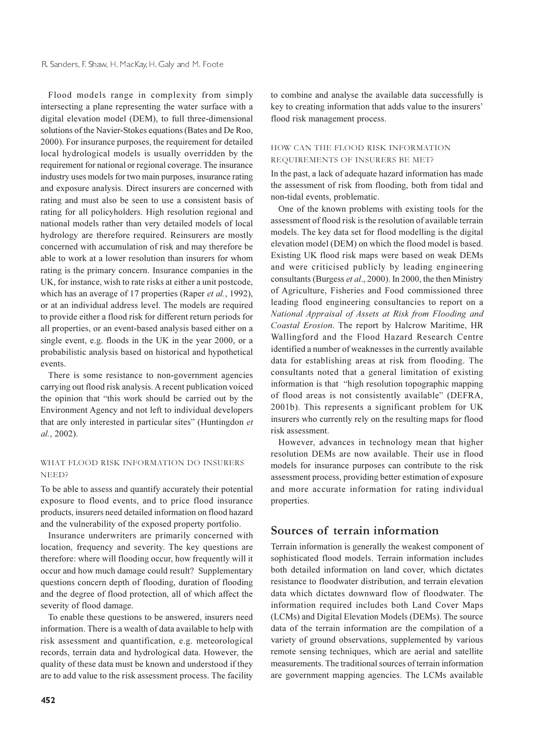Flood models range in complexity from simply intersecting a plane representing the water surface with a digital elevation model (DEM), to full three-dimensional solutions of the Navier-Stokes equations (Bates and De Roo, 2000). For insurance purposes, the requirement for detailed local hydrological models is usually overridden by the requirement for national or regional coverage. The insurance industry uses models for two main purposes, insurance rating and exposure analysis. Direct insurers are concerned with rating and must also be seen to use a consistent basis of rating for all policyholders. High resolution regional and national models rather than very detailed models of local hydrology are therefore required. Reinsurers are mostly concerned with accumulation of risk and may therefore be able to work at a lower resolution than insurers for whom rating is the primary concern. Insurance companies in the UK, for instance, wish to rate risks at either a unit postcode, which has an average of 17 properties (Raper *et al.*, 1992), or at an individual address level. The models are required to provide either a flood risk for different return periods for all properties, or an event-based analysis based either on a single event, e.g. floods in the UK in the year 2000, or a probabilistic analysis based on historical and hypothetical events.

There is some resistance to non-government agencies carrying out flood risk analysis. A recent publication voiced the opinion that "this work should be carried out by the Environment Agency and not left to individual developers that are only interested in particular sites" (Huntingdon *et al.*, 2002).

### WHAT FLOOD RISK INFORMATION DO INSURERS NEED?

To be able to assess and quantify accurately their potential exposure to flood events, and to price flood insurance products, insurers need detailed information on flood hazard and the vulnerability of the exposed property portfolio.

Insurance underwriters are primarily concerned with location, frequency and severity. The key questions are therefore: where will flooding occur, how frequently will it occur and how much damage could result? Supplementary questions concern depth of flooding, duration of flooding and the degree of flood protection, all of which affect the severity of flood damage.

To enable these questions to be answered, insurers need information. There is a wealth of data available to help with risk assessment and quantification, e.g. meteorological records, terrain data and hydrological data. However, the quality of these data must be known and understood if they are to add value to the risk assessment process. The facility to combine and analyse the available data successfully is key to creating information that adds value to the insurers' flood risk management process.

### HOW CAN THE FLOOD RISK INFORMATION REQUIREMENTS OF INSURERS BE MET?

In the past, a lack of adequate hazard information has made the assessment of risk from flooding, both from tidal and non-tidal events, problematic.

One of the known problems with existing tools for the assessment of flood risk is the resolution of available terrain models. The key data set for flood modelling is the digital elevation model (DEM) on which the flood model is based. Existing UK flood risk maps were based on weak DEMs and were criticised publicly by leading engineering consultants (Burgess *et al*., 2000). In 2000, the then Ministry of Agriculture, Fisheries and Food commissioned three leading flood engineering consultancies to report on a *National Appraisal of Assets at Risk from Flooding and Coastal Erosion*. The report by Halcrow Maritime, HR Wallingford and the Flood Hazard Research Centre identified a number of weaknesses in the currently available data for establishing areas at risk from flooding. The consultants noted that a general limitation of existing information is that "high resolution topographic mapping of flood areas is not consistently available" (DEFRA, 2001b). This represents a significant problem for UK insurers who currently rely on the resulting maps for flood risk assessment.

However, advances in technology mean that higher resolution DEMs are now available. Their use in flood models for insurance purposes can contribute to the risk assessment process, providing better estimation of exposure and more accurate information for rating individual properties.

## Sources of terrain information

Terrain information is generally the weakest component of sophisticated flood models. Terrain information includes both detailed information on land cover, which dictates resistance to floodwater distribution, and terrain elevation data which dictates downward flow of floodwater. The information required includes both Land Cover Maps (LCMs) and Digital Elevation Models (DEMs). The source data of the terrain information are the compilation of a variety of ground observations, supplemented by various remote sensing techniques, which are aerial and satellite measurements. The traditional sources of terrain information are government mapping agencies. The LCMs available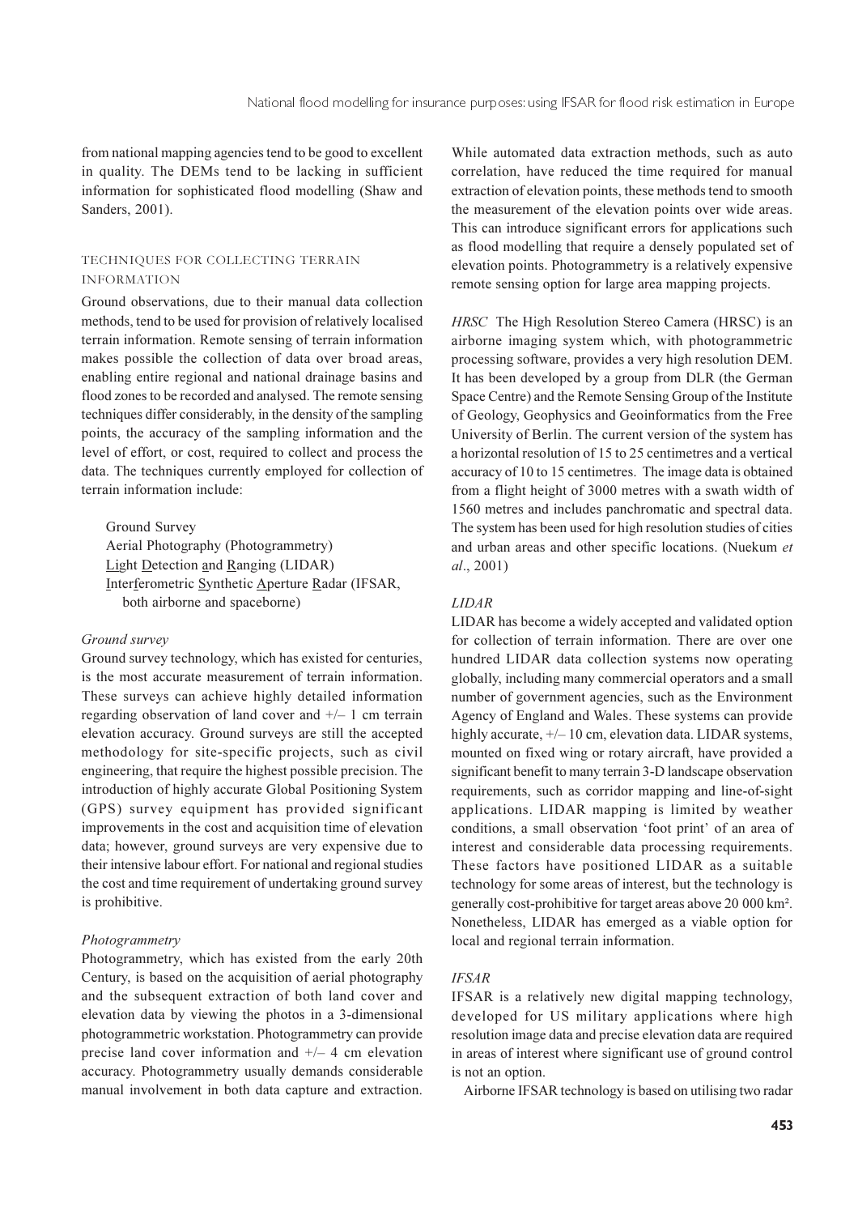from national mapping agencies tend to be good to excellent in quality. The DEMs tend to be lacking in sufficient information for sophisticated flood modelling (Shaw and Sanders, 2001).

## TECHNIQUES FOR COLLECTING TERRAIN INFORMATION

Ground observations, due to their manual data collection methods, tend to be used for provision of relatively localised terrain information. Remote sensing of terrain information makes possible the collection of data over broad areas, enabling entire regional and national drainage basins and flood zones to be recorded and analysed. The remote sensing techniques differ considerably, in the density of the sampling points, the accuracy of the sampling information and the level of effort, or cost, required to collect and process the data. The techniques currently employed for collection of terrain information include:

- Ground Survey
- Aerial Photography (Photogrammetry)
- Light Detection and Ranging (LIDAR)
- Interferometric Synthetic Aperture Radar (IFSAR, both airborne and spaceborne)

### *Ground survey*

Ground survey technology, which has existed for centuries, is the most accurate measurement of terrain information. These surveys can achieve highly detailed information regarding observation of land cover and +/– 1 cm terrain elevation accuracy. Ground surveys are still the accepted methodology for site-specific projects, such as civil engineering, that require the highest possible precision. The introduction of highly accurate Global Positioning System (GPS) survey equipment has provided significant improvements in the cost and acquisition time of elevation data; however, ground surveys are very expensive due to their intensive labour effort. For national and regional studies the cost and time requirement of undertaking ground survey is prohibitive.

### *Photogrammetry*

Photogrammetry, which has existed from the early 20th Century, is based on the acquisition of aerial photography and the subsequent extraction of both land cover and elevation data by viewing the photos in a 3-dimensional photogrammetric workstation. Photogrammetry can provide precise land cover information and +/– 4 cm elevation accuracy. Photogrammetry usually demands considerable manual involvement in both data capture and extraction. While automated data extraction methods, such as auto correlation, have reduced the time required for manual extraction of elevation points, these methods tend to smooth the measurement of the elevation points over wide areas. This can introduce significant errors for applications such as flood modelling that require a densely populated set of elevation points. Photogrammetry is a relatively expensive remote sensing option for large area mapping projects.

*HRSC* The High Resolution Stereo Camera (HRSC) is an airborne imaging system which, with photogrammetric processing software, provides a very high resolution DEM. It has been developed by a group from DLR (the German Space Centre) and the Remote Sensing Group of the Institute of Geology, Geophysics and Geoinformatics from the Free University of Berlin. The current version of the system has a horizontal resolution of 15 to 25 centimetres and a vertical accuracy of 10 to 15 centimetres. The image data is obtained from a flight height of 3000 metres with a swath width of 1560 metres and includes panchromatic and spectral data. The system has been used for high resolution studies of cities and urban areas and other specific locations. (Nuekum *et al*., 2001)

### *LIDAR*

LIDAR has become a widely accepted and validated option for collection of terrain information. There are over one hundred LIDAR data collection systems now operating globally, including many commercial operators and a small number of government agencies, such as the Environment Agency of England and Wales. These systems can provide highly accurate, +/– 10 cm, elevation data. LIDAR systems, mounted on fixed wing or rotary aircraft, have provided a significant benefit to many terrain 3-D landscape observation requirements, such as corridor mapping and line-of-sight applications. LIDAR mapping is limited by weather conditions, a small observation 'foot print' of an area of interest and considerable data processing requirements. These factors have positioned LIDAR as a suitable technology for some areas of interest, but the technology is generally cost-prohibitive for target areas above 20 000 km². Nonetheless, LIDAR has emerged as a viable option for local and regional terrain information.

### *IFSAR*

IFSAR is a relatively new digital mapping technology, developed for US military applications where high resolution image data and precise elevation data are required in areas of interest where significant use of ground control is not an option.

Airborne IFSAR technology is based on utilising two radar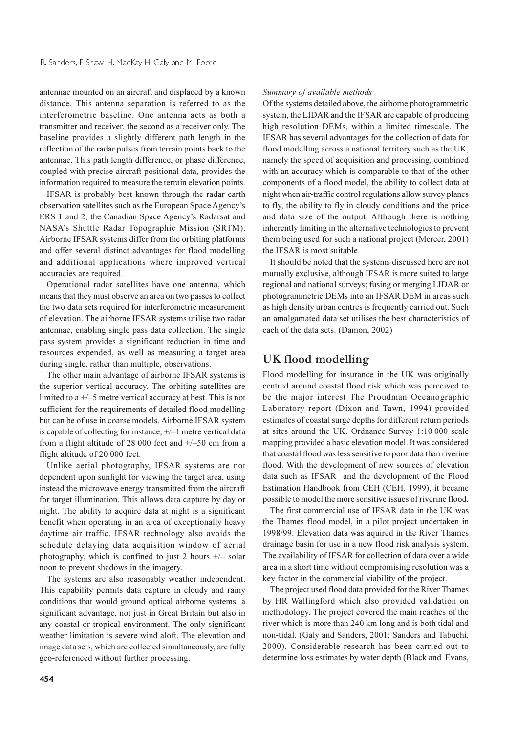antennae mounted on an aircraft and displaced by a known distance. This antenna separation is referred to as the interferometric baseline. One antenna acts as both a transmitter and receiver, the second as a receiver only. The baseline provides a slightly different path length in the reflection of the radar pulses from terrain points back to the antennae. This path length difference, or phase difference, coupled with precise aircraft positional data, provides the information required to measure the terrain elevation points.

IFSAR is probably best known through the radar earth observation satellites such as the European Space Agency's ERS 1 and 2, the Canadian Space Agency's Radarsat and NASA's Shuttle Radar Topographic Mission (SRTM). Airborne IFSAR systems differ from the orbiting platforms and offer several distinct advantages for flood modelling and additional applications where improved vertical accuracies are required.

Operational radar satellites have one antenna, which means that they must observe an area on two passes to collect the two data sets required for interferometric measurement of elevation. The airborne IFSAR systems utilise two radar antennae, enabling single pass data collection. The single pass system provides a significant reduction in time and resources expended, as well as measuring a target area during single, rather than multiple, observations.

The other main advantage of airborne IFSAR systems is the superior vertical accuracy. The orbiting satellites are limited to a +/–5 metre vertical accuracy at best. This is not sufficient for the requirements of detailed flood modelling but can be of use in coarse models. Airborne IFSAR system is capable of collecting for instance, +/–1 metre vertical data from a flight altitude of 28 000 feet and +/–50 cm from a flight altitude of 20 000 feet.

Unlike aerial photography, IFSAR systems are not dependent upon sunlight for viewing the target area, using instead the microwave energy transmitted from the aircraft for target illumination. This allows data capture by day or night. The ability to acquire data at night is a significant benefit when operating in an area of exceptionally heavy daytime air traffic. IFSAR technology also avoids the schedule delaying data acquisition window of aerial photography, which is confined to just 2 hours +/– solar noon to prevent shadows in the imagery.

The systems are also reasonably weather independent. This capability permits data capture in cloudy and rainy conditions that would ground optical airborne systems, a significant advantage, not just in Great Britain but also in any coastal or tropical environment. The only significant weather limitation is severe wind aloft. The elevation and image data sets, which are collected simultaneously, are fully geo-referenced without further processing.

*Summary of available methods*

Of the systems detailed above, the airborne photogrammetric system, the LIDAR and the IFSAR are capable of producing high resolution DEMs, within a limited timescale. The IFSAR has several advantages for the collection of data for flood modelling across a national territory such as the UK, namely the speed of acquisition and processing, combined with an accuracy which is comparable to that of the other components of a flood model, the ability to collect data at night when air-traffic control regulations allow survey planes to fly, the ability to fly in cloudy conditions and the price and data size of the output. Although there is nothing inherently limiting in the alternative technologies to prevent them being used for such a national project (Mercer, 2001) the IFSAR is most suitable.

It should be noted that the systems discussed here are not mutually exclusive, although IFSAR is more suited to large regional and national surveys; fusing or merging LIDAR or photogrammetric DEMs into an IFSAR DEM in areas such as high density urban centres is frequently carried out. Such an amalgamated data set utilises the best characteristics of each of the data sets. (Damon, 2002)

## UK flood modelling

Flood modelling for insurance in the UK was originally centred around coastal flood risk which was perceived to be the major interest The Proudman Oceanographic Laboratory report (Dixon and Tawn, 1994) provided estimates of coastal surge depths for different return periods at sites around the UK. Ordnance Survey 1:10 000 scale mapping provided a basic elevation model. It was considered that coastal flood was less sensitive to poor data than riverine flood. With the development of new sources of elevation data such as IFSAR and the development of the Flood Estimation Handbook from CEH (CEH, 1999), it became possible to model the more sensitive issues of riverine flood.

The first commercial use of IFSAR data in the UK was the Thames flood model, in a pilot project undertaken in 1998/99. Elevation data was aquired in the River Thames drainage basin for use in a new flood risk analysis system. The availability of IFSAR for collection of data over a wide area in a short time without compromising resolution was a key factor in the commercial viability of the project.

The project used flood data provided for the River Thames by HR Wallingford which also provided validation on methodology. The project covered the main reaches of the river which is more than 240 km long and is both tidal and non-tidal. (Galy and Sanders, 2001; Sanders and Tabuchi, 2000). Considerable research has been carried out to determine loss estimates by water depth (Black and Evans,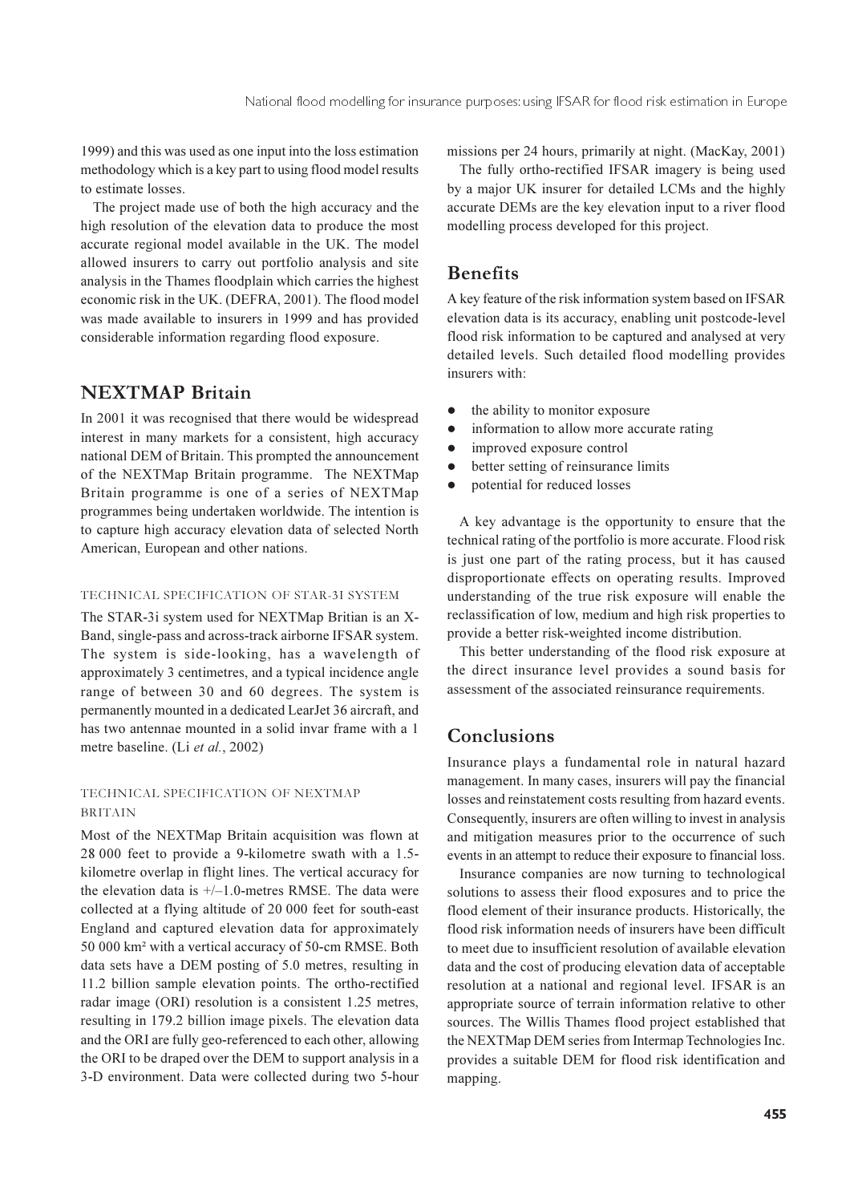1999) and this was used as one input into the loss estimation methodology which is a key part to using flood model results to estimate losses.

The project made use of both the high accuracy and the high resolution of the elevation data to produce the most accurate regional model available in the UK. The model allowed insurers to carry out portfolio analysis and site analysis in the Thames floodplain which carries the highest economic risk in the UK. (DEFRA, 2001). The flood model was made available to insurers in 1999 and has provided considerable information regarding flood exposure.

## NEXTMAP Britain

In 2001 it was recognised that there would be widespread interest in many markets for a consistent, high accuracy national DEM of Britain. This prompted the announcement of the NEXTMap Britain programme. The NEXTMap Britain programme is one of a series of NEXTMap programmes being undertaken worldwide. The intention is to capture high accuracy elevation data of selected North American, European and other nations.

### TECHNICAL SPECIFICATION OF STAR-3I SYSTEM

The STAR-3i system used for NEXTMap Britian is an X-Band, single-pass and across-track airborne IFSAR system. The system is side-looking, has a wavelength of approximately 3 centimetres, and a typical incidence angle range of between 30 and 60 degrees. The system is permanently mounted in a dedicated LearJet 36 aircraft, and has two antennae mounted in a solid invar frame with a 1 metre baseline. (Li *et al.*, 2002)

### TECHNICAL SPECIFICATION OF NEXTMAP BRITAIN

Most of the NEXTMap Britain acquisition was flown at 28 000 feet to provide a 9-kilometre swath with a 1.5-kilometre overlap in flight lines. The vertical accuracy for the elevation data is +/–1.0-metres RMSE. The data were collected at a flying altitude of 20 000 feet for south-east England and captured elevation data for approximately 50 000 km² with a vertical accuracy of 50-cm RMSE. Both data sets have a DEM posting of 5.0 metres, resulting in 11.2 billion sample elevation points. The ortho-rectified radar image (ORI) resolution is a consistent 1.25 metres, resulting in 179.2 billion image pixels. The elevation data and the ORI are fully geo-referenced to each other, allowing the ORI to be draped over the DEM to support analysis in a 3-D environment. Data were collected during two 5-hour missions per 24 hours, primarily at night. (MacKay, 2001)

The fully ortho-rectified IFSAR imagery is being used by a major UK insurer for detailed LCMs and the highly accurate DEMs are the key elevation input to a river flood modelling process developed for this project.

## Benefits

A key feature of the risk information system based on IFSAR elevation data is its accuracy, enabling unit postcode-level flood risk information to be captured and analysed at very detailed levels. Such detailed flood modelling provides insurers with:

- the ability to monitor exposure
- information to allow more accurate rating
- improved exposure control
- better setting of reinsurance limits
- potential for reduced losses

A key advantage is the opportunity to ensure that the technical rating of the portfolio is more accurate. Flood risk is just one part of the rating process, but it has caused disproportionate effects on operating results. Improved understanding of the true risk exposure will enable the reclassification of low, medium and high risk properties to provide a better risk-weighted income distribution.

This better understanding of the flood risk exposure at the direct insurance level provides a sound basis for assessment of the associated reinsurance requirements.

## Conclusions

Insurance plays a fundamental role in natural hazard management. In many cases, insurers will pay the financial losses and reinstatement costs resulting from hazard events. Consequently, insurers are often willing to invest in analysis and mitigation measures prior to the occurrence of such events in an attempt to reduce their exposure to financial loss.

Insurance companies are now turning to technological solutions to assess their flood exposures and to price the flood element of their insurance products. Historically, the flood risk information needs of insurers have been difficult to meet due to insufficient resolution of available elevation data and the cost of producing elevation data of acceptable resolution at a national and regional level. IFSAR is an appropriate source of terrain information relative to other sources. The Willis Thames flood project established that the NEXTMap DEM series from Intermap Technologies Inc. provides a suitable DEM for flood risk identification and mapping.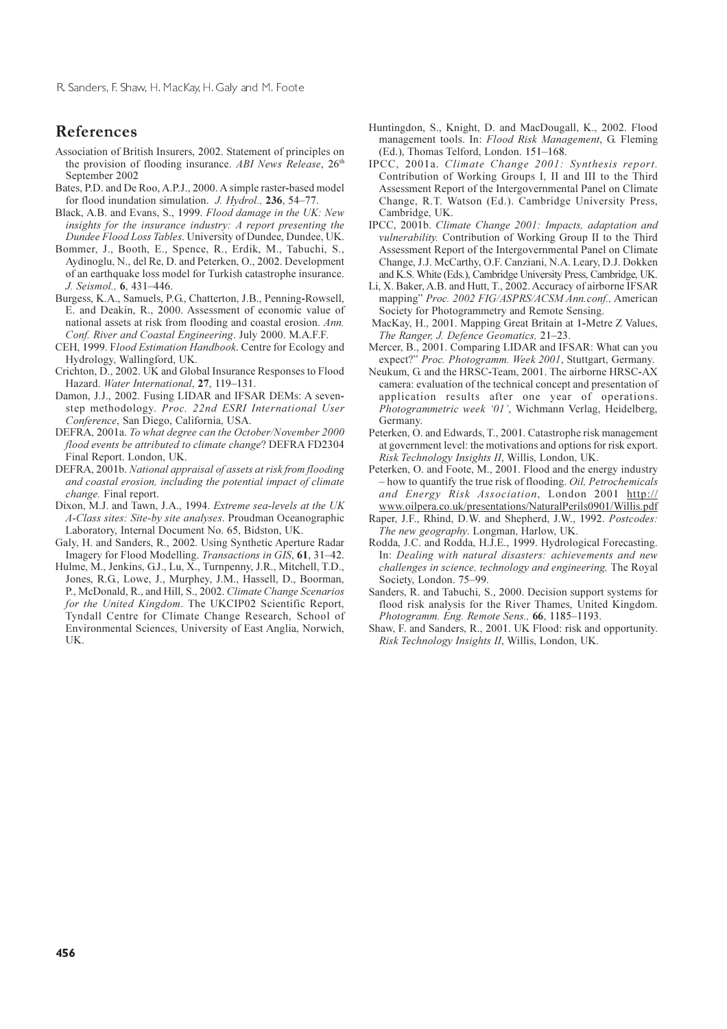## References

Association of British Insurers, 2002. Statement of principles on the provision of flooding insurance. *ABI News Release*, 26th September 2002

Bates, P.D. and De Roo, A.P.J., 2000. A simple raster-based model for flood inundation simulation. *J. Hydrol.,* **236**, 54–77.

Black, A.B. and Evans, S., 1999. *Flood damage in the UK: New insights for the insurance industry: A report presenting the Dundee Flood Loss Tables*. University of Dundee, Dundee, UK.

Bommer, J., Booth, E., Spence, R., Erdik, M., Tabuchi, S., Aydinoglu, N., del Re, D. and Peterken, O., 2002. Development of an earthquake loss model for Turkish catastrophe insurance. *J. Seismol.,* **6**, 431–446.

Burgess, K.A., Samuels, P.G., Chatterton, J.B., Penning-Rowsell, E. and Deakin, R., 2000. Assessment of economic value of national assets at risk from flooding and coastal erosion. *Ann. Conf. River and Coastal Engineering*. July 2000. M.A.F.F.

CEH, 1999. F*lood Estimation Handbook*. Centre for Ecology and Hydrology, Wallingford, UK.

Crichton, D., 2002. UK and Global Insurance Responses to Flood Hazard. *Water International*, **27**, 119–131.

Damon, J.J., 2002. Fusing LIDAR and IFSAR DEMs: A seven-step methodology. *Proc. 22nd ESRI International User Conference*, San Diego, California, USA.

DEFRA, 2001a. *To what degree can the October/November 2000 flood events be attributed to climate change*? DEFRA FD2304 Final Report. London, UK.

DEFRA, 2001b. *National appraisal of assets at risk from flooding and coastal erosion, including the potential impact of climate change.* Final report.

Dixon, M.J. and Tawn, J.A., 1994. *Extreme sea-levels at the UK A-Class sites: Site-by site analyses*. Proudman Oceanographic Laboratory, Internal Document No. 65, Bidston, UK.

Galy, H. and Sanders, R., 2002. Using Synthetic Aperture Radar Imagery for Flood Modelling. *Transactions in GIS*, **61**, 31–42.

Hulme, M., Jenkins, G.J., Lu, X., Turnpenny, J.R., Mitchell, T.D., Jones, R.G., Lowe, J., Murphey, J.M., Hassell, D., Boorman, P., McDonald, R., and Hill, S., 2002. *Climate Change Scenarios for the United Kingdom*. The UKCIP02 Scientific Report, Tyndall Centre for Climate Change Research, School of Environmental Sciences, University of East Anglia, Norwich, UK.

Huntingdon, S., Knight, D. and MacDougall, K., 2002. Flood management tools. In: *Flood Risk Management*, G. Fleming (Ed.), Thomas Telford, London. 151–168.

IPCC, 2001a. *Climate Change 2001: Synthesis report.* Contribution of Working Groups I, II and III to the Third Assessment Report of the Intergovernmental Panel on Climate Change, R.T. Watson (Ed.). Cambridge University Press, Cambridge, UK.

IPCC, 2001b. *Climate Change 2001: Impacts, adaptation and vulnerability.* Contribution of Working Group II to the Third Assessment Report of the Intergovernmental Panel on Climate Change, J.J. McCarthy, O.F. Canziani, N.A. Leary, D.J. Dokken and K.S. White (Eds.), Cambridge University Press, Cambridge, UK.

Li, X. Baker, A.B. and Hutt, T., 2002. Accuracy of airborne IFSAR mapping" *Proc. 2002 FIG/ASPRS/ACSM Ann.conf.,* American Society for Photogrammetry and Remote Sensing.

MacKay, H., 2001. Mapping Great Britain at 1-Metre Z Values, *The Ranger, J. Defence Geomatics,* 21–23.

Mercer, B., 2001. Comparing LIDAR and IFSAR: What can you expect?" *Proc. Photogramm. Week 2001*, Stuttgart, Germany.

Neukum, G. and the HRSC-Team, 2001. The airborne HRSC-AX camera: evaluation of the technical concept and presentation of application results after one year of operations. *Photogrammetric week '01'*, Wichmann Verlag, Heidelberg, Germany.

Peterken, O. and Edwards, T., 2001. Catastrophe risk management at government level: the motivations and options for risk export. *Risk Technology Insights II*, Willis, London, UK.

Peterken, O. and Foote, M., 2001. Flood and the energy industry – how to quantify the true risk of flooding. *Oil, Petrochemicals and Energy Risk Association*, London 2001 http://www.oilpera.co.uk/presentations/NaturalPerils0901/Willis.pdf

Raper, J.F., Rhind, D.W. and Shepherd, J.W., 1992. *Postcodes: The new geography*. Longman, Harlow, UK.

Rodda, J.C. and Rodda, H.J.E., 1999. Hydrological Forecasting. In: *Dealing with natural disasters: achievements and new challenges in science, technology and engineering,* The Royal Society, London. 75–99.

Sanders, R. and Tabuchi, S., 2000. Decision support systems for flood risk analysis for the River Thames, United Kingdom. *Photogramm. Eng. Remote Sens.,* **66**, 1185–1193.

Shaw, F. and Sanders, R., 2001. UK Flood: risk and opportunity. *Risk Technology Insights II*, Willis, London, UK.